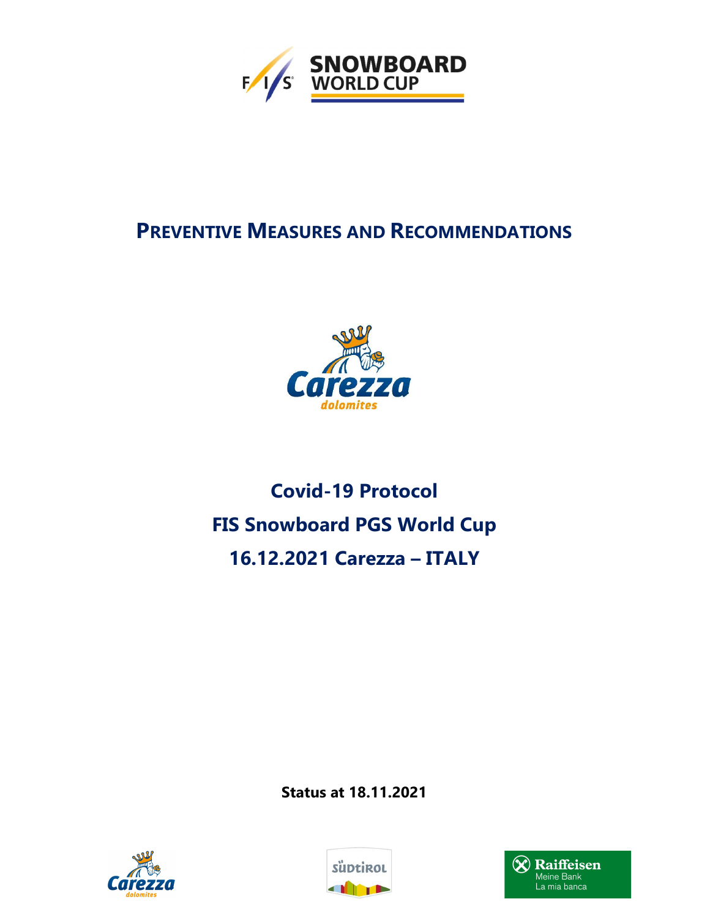# Preventive Measures and Recommendations

## Covid-19 Protocol

## FIS Snowboard PGS World Cup

## 16.12.2021 Carezza – ITALY

**Status at 18.11.2021**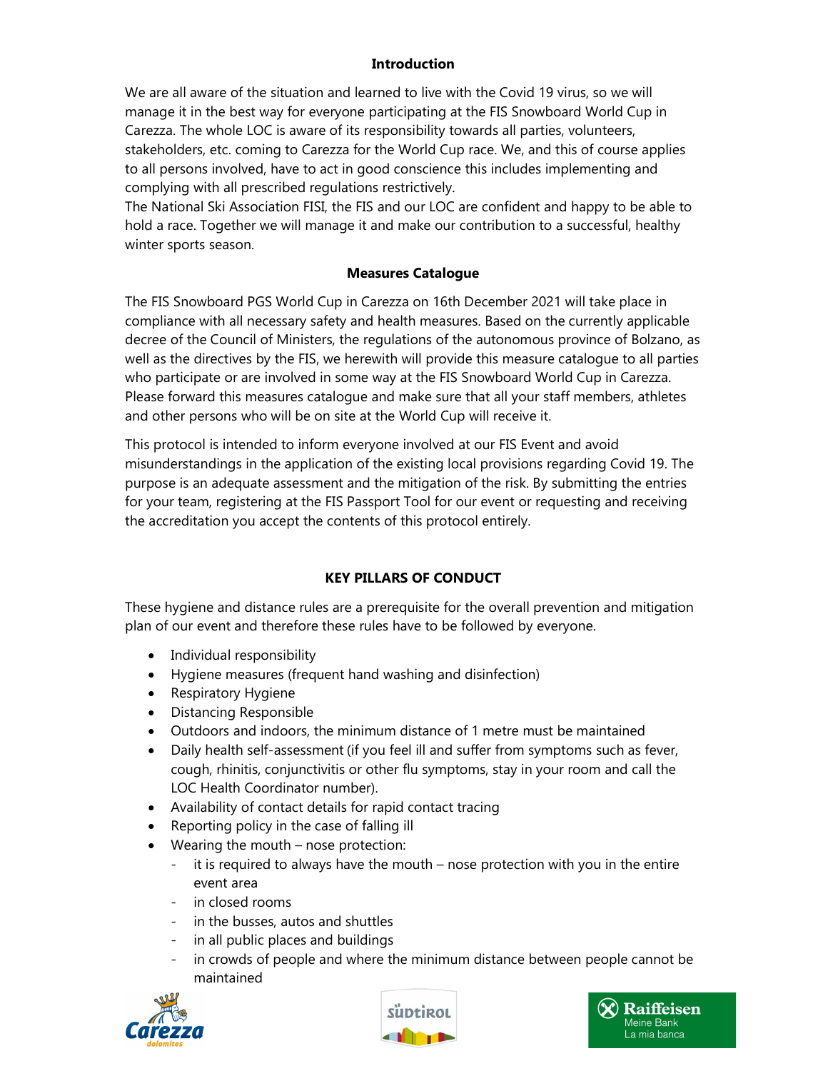## Introduction

We are all aware of the situation and learned to live with the Covid 19 virus, so we will manage it in the best way for everyone participating at the FIS Snowboard World Cup in Carezza. The whole LOC is aware of its responsibility towards all parties, volunteers, stakeholders, etc. coming to Carezza for the World Cup race. We, and this of course applies to all persons involved, have to act in good conscience this includes implementing and complying with all prescribed regulations restrictively.
The National Ski Association FISI, the FIS and our LOC are confident and happy to be able to hold a race. Together we will manage it and make our contribution to a successful, healthy winter sports season.

## Measures Catalogue

The FIS Snowboard PGS World Cup in Carezza on 16th December 2021 will take place in compliance with all necessary safety and health measures. Based on the currently applicable decree of the Council of Ministers, the regulations of the autonomous province of Bolzano, as well as the directives by the FIS, we herewith will provide this measure catalogue to all parties who participate or are involved in some way at the FIS Snowboard World Cup in Carezza. Please forward this measures catalogue and make sure that all your staff members, athletes and other persons who will be on site at the World Cup will receive it.

This protocol is intended to inform everyone involved at our FIS Event and avoid misunderstandings in the application of the existing local provisions regarding Covid 19. The purpose is an adequate assessment and the mitigation of the risk. By submitting the entries for your team, registering at the FIS Passport Tool for our event or requesting and receiving the accreditation you accept the contents of this protocol entirely.

## KEY PILLARS OF CONDUCT

These hygiene and distance rules are a prerequisite for the overall prevention and mitigation plan of our event and therefore these rules have to be followed by everyone.

- Individual responsibility
- Hygiene measures (frequent hand washing and disinfection)
- Respiratory Hygiene
- Distancing Responsible
- Outdoors and indoors, the minimum distance of 1 metre must be maintained
- Daily health self-assessment (if you feel ill and suffer from symptoms such as fever, cough, rhinitis, conjunctivitis or other flu symptoms, stay in your room and call the LOC Health Coordinator number).
- Availability of contact details for rapid contact tracing
- Reporting policy in the case of falling ill
- Wearing the mouth – nose protection:
  - it is required to always have the mouth – nose protection with you in the entire event area
  - in closed rooms
  - in the busses, autos and shuttles
  - in all public places and buildings
  - in crowds of people and where the minimum distance between people cannot be maintained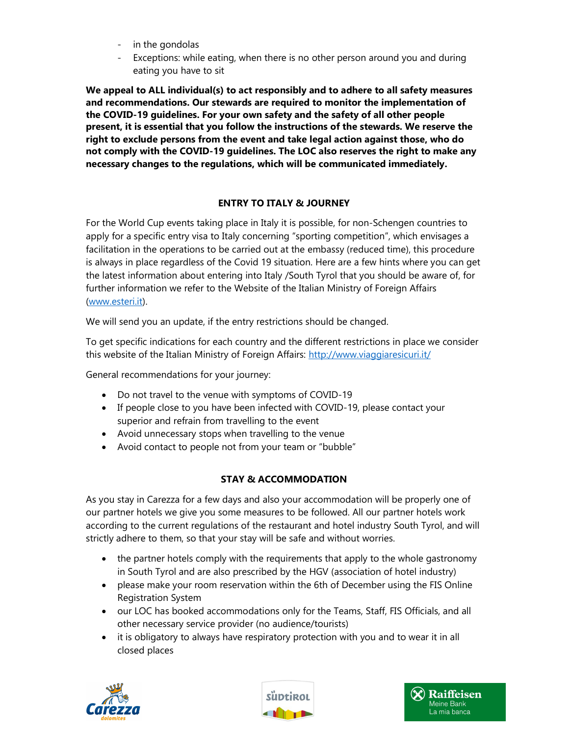- in the gondolas
- Exceptions: while eating, when there is no other person around you and during eating you have to sit

**We appeal to ALL individual(s) to act responsibly and to adhere to all safety measures and recommendations. Our stewards are required to monitor the implementation of the COVID-19 guidelines. For your own safety and the safety of all other people present, it is essential that you follow the instructions of the stewards. We reserve the right to exclude persons from the event and take legal action against those, who do not comply with the COVID-19 guidelines. The LOC also reserves the right to make any necessary changes to the regulations, which will be communicated immediately.**

## ENTRY TO ITALY & JOURNEY

For the World Cup events taking place in Italy it is possible, for non-Schengen countries to apply for a specific entry visa to Italy concerning "sporting competition", which envisages a facilitation in the operations to be carried out at the embassy (reduced time), this procedure is always in place regardless of the Covid 19 situation. Here are a few hints where you can get the latest information about entering into Italy /South Tyrol that you should be aware of, for further information we refer to the Website of the Italian Ministry of Foreign Affairs (www.esteri.it).

We will send you an update, if the entry restrictions should be changed.

To get specific indications for each country and the different restrictions in place we consider this website of the Italian Ministry of Foreign Affairs: http://www.viaggiaresicuri.it/

General recommendations for your journey:

- Do not travel to the venue with symptoms of COVID-19
- If people close to you have been infected with COVID-19, please contact your superior and refrain from travelling to the event
- Avoid unnecessary stops when travelling to the venue
- Avoid contact to people not from your team or "bubble"

## STAY & ACCOMMODATION

As you stay in Carezza for a few days and also your accommodation will be properly one of our partner hotels we give you some measures to be followed. All our partner hotels work according to the current regulations of the restaurant and hotel industry South Tyrol, and will strictly adhere to them, so that your stay will be safe and without worries.

- the partner hotels comply with the requirements that apply to the whole gastronomy in South Tyrol and are also prescribed by the HGV (association of hotel industry)
- please make your room reservation within the 6th of December using the FIS Online Registration System
- our LOC has booked accommodations only for the Teams, Staff, FIS Officials, and all other necessary service provider (no audience/tourists)
- it is obligatory to always have respiratory protection with you and to wear it in all closed places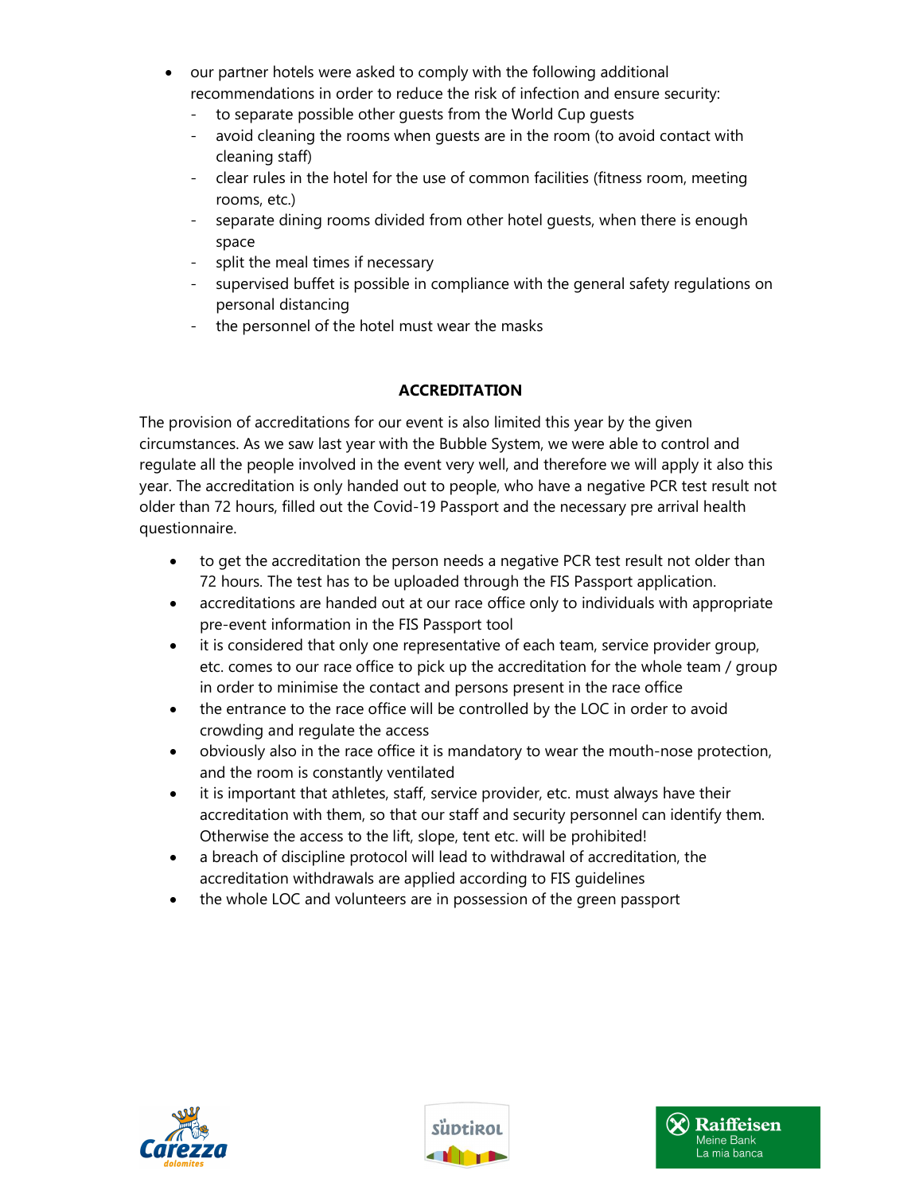- our partner hotels were asked to comply with the following additional recommendations in order to reduce the risk of infection and ensure security:
  - to separate possible other guests from the World Cup guests
  - avoid cleaning the rooms when guests are in the room (to avoid contact with cleaning staff)
  - clear rules in the hotel for the use of common facilities (fitness room, meeting rooms, etc.)
  - separate dining rooms divided from other hotel guests, when there is enough space
  - split the meal times if necessary
  - supervised buffet is possible in compliance with the general safety regulations on personal distancing
  - the personnel of the hotel must wear the masks

## ACCREDITATION

The provision of accreditations for our event is also limited this year by the given circumstances. As we saw last year with the Bubble System, we were able to control and regulate all the people involved in the event very well, and therefore we will apply it also this year. The accreditation is only handed out to people, who have a negative PCR test result not older than 72 hours, filled out the Covid-19 Passport and the necessary pre arrival health questionnaire.

- to get the accreditation the person needs a negative PCR test result not older than 72 hours. The test has to be uploaded through the FIS Passport application.
- accreditations are handed out at our race office only to individuals with appropriate pre-event information in the FIS Passport tool
- it is considered that only one representative of each team, service provider group, etc. comes to our race office to pick up the accreditation for the whole team / group in order to minimise the contact and persons present in the race office
- the entrance to the race office will be controlled by the LOC in order to avoid crowding and regulate the access
- obviously also in the race office it is mandatory to wear the mouth-nose protection, and the room is constantly ventilated
- it is important that athletes, staff, service provider, etc. must always have their accreditation with them, so that our staff and security personnel can identify them. Otherwise the access to the lift, slope, tent etc. will be prohibited!
- a breach of discipline protocol will lead to withdrawal of accreditation, the accreditation withdrawals are applied according to FIS guidelines
- the whole LOC and volunteers are in possession of the green passport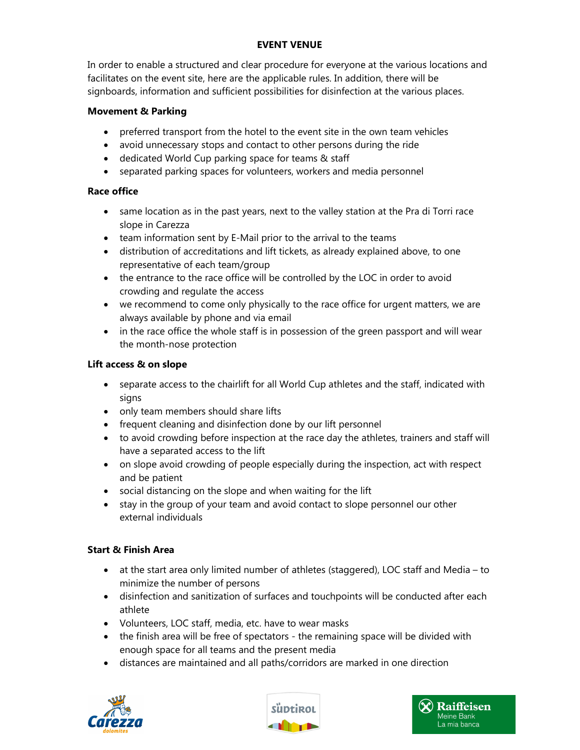## EVENT VENUE

In order to enable a structured and clear procedure for everyone at the various locations and facilitates on the event site, here are the applicable rules. In addition, there will be signboards, information and sufficient possibilities for disinfection at the various places.

### Movement & Parking

- preferred transport from the hotel to the event site in the own team vehicles
- avoid unnecessary stops and contact to other persons during the ride
- dedicated World Cup parking space for teams & staff
- separated parking spaces for volunteers, workers and media personnel

### Race office

- same location as in the past years, next to the valley station at the Pra di Torri race slope in Carezza
- team information sent by E-Mail prior to the arrival to the teams
- distribution of accreditations and lift tickets, as already explained above, to one representative of each team/group
- the entrance to the race office will be controlled by the LOC in order to avoid crowding and regulate the access
- we recommend to come only physically to the race office for urgent matters, we are always available by phone and via email
- in the race office the whole staff is in possession of the green passport and will wear the month-nose protection

### Lift access & on slope

- separate access to the chairlift for all World Cup athletes and the staff, indicated with signs
- only team members should share lifts
- frequent cleaning and disinfection done by our lift personnel
- to avoid crowding before inspection at the race day the athletes, trainers and staff will have a separated access to the lift
- on slope avoid crowding of people especially during the inspection, act with respect and be patient
- social distancing on the slope and when waiting for the lift
- stay in the group of your team and avoid contact to slope personnel our other external individuals

### Start & Finish Area

- at the start area only limited number of athletes (staggered), LOC staff and Media – to minimize the number of persons
- disinfection and sanitization of surfaces and touchpoints will be conducted after each athlete
- Volunteers, LOC staff, media, etc. have to wear masks
- the finish area will be free of spectators - the remaining space will be divided with enough space for all teams and the present media
- distances are maintained and all paths/corridors are marked in one direction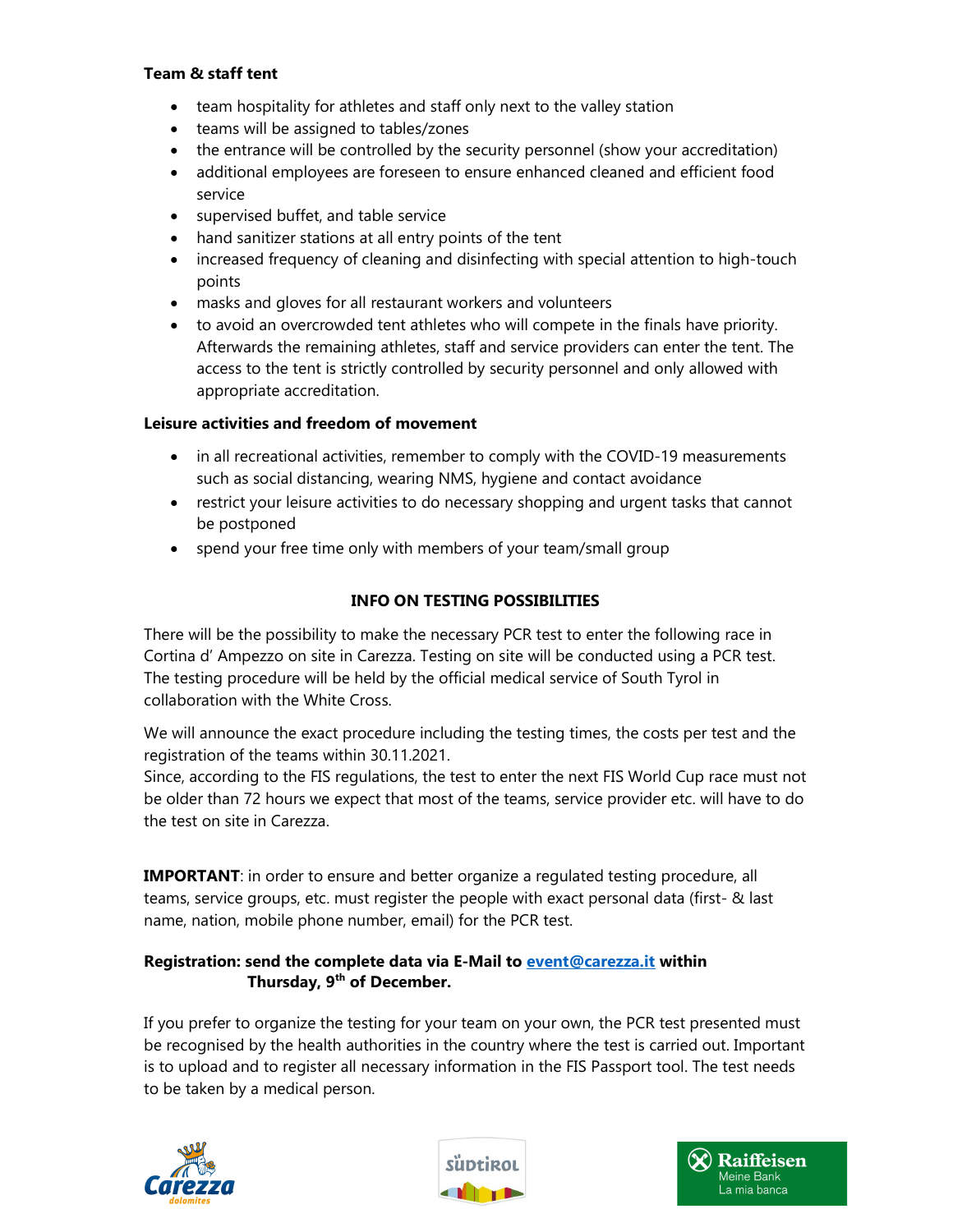**Team & staff tent**

- team hospitality for athletes and staff only next to the valley station
- teams will be assigned to tables/zones
- the entrance will be controlled by the security personnel (show your accreditation)
- additional employees are foreseen to ensure enhanced cleaned and efficient food service
- supervised buffet, and table service
- hand sanitizer stations at all entry points of the tent
- increased frequency of cleaning and disinfecting with special attention to high-touch points
- masks and gloves for all restaurant workers and volunteers
- to avoid an overcrowded tent athletes who will compete in the finals have priority. Afterwards the remaining athletes, staff and service providers can enter the tent. The access to the tent is strictly controlled by security personnel and only allowed with appropriate accreditation.

**Leisure activities and freedom of movement**

- in all recreational activities, remember to comply with the COVID-19 measurements such as social distancing, wearing NMS, hygiene and contact avoidance
- restrict your leisure activities to do necessary shopping and urgent tasks that cannot be postponed
- spend your free time only with members of your team/small group

## INFO ON TESTING POSSIBILITIES

There will be the possibility to make the necessary PCR test to enter the following race in Cortina d' Ampezzo on site in Carezza. Testing on site will be conducted using a PCR test. The testing procedure will be held by the official medical service of South Tyrol in collaboration with the White Cross.

We will announce the exact procedure including the testing times, the costs per test and the registration of the teams within 30.11.2021.
Since, according to the FIS regulations, the test to enter the next FIS World Cup race must not be older than 72 hours we expect that most of the teams, service provider etc. will have to do the test on site in Carezza.

**IMPORTANT**: in order to ensure and better organize a regulated testing procedure, all teams, service groups, etc. must register the people with exact personal data (first- & last name, nation, mobile phone number, email) for the PCR test.

**Registration: send the complete data via E-Mail to event@carezza.it within Thursday, 9th of December.**

If you prefer to organize the testing for your team on your own, the PCR test presented must be recognised by the health authorities in the country where the test is carried out. Important is to upload and to register all necessary information in the FIS Passport tool. The test needs to be taken by a medical person.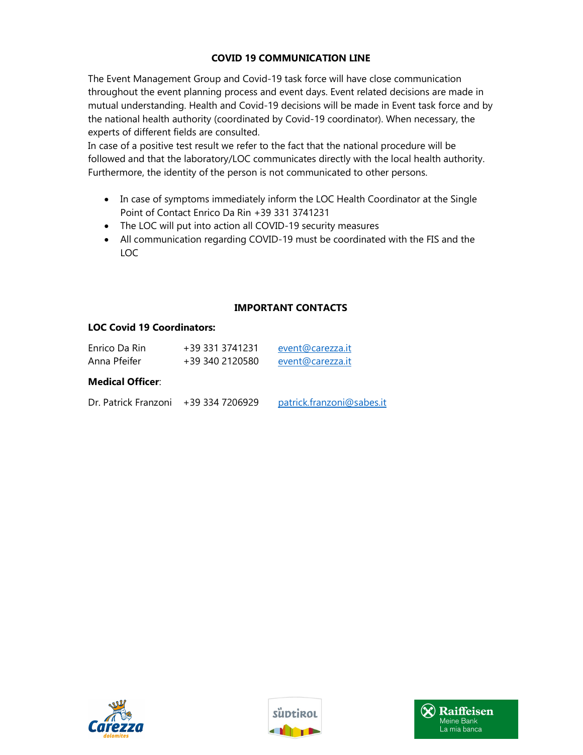## COVID 19 COMMUNICATION LINE

The Event Management Group and Covid-19 task force will have close communication throughout the event planning process and event days. Event related decisions are made in mutual understanding. Health and Covid-19 decisions will be made in Event task force and by the national health authority (coordinated by Covid-19 coordinator). When necessary, the experts of different fields are consulted.
In case of a positive test result we refer to the fact that the national procedure will be followed and that the laboratory/LOC communicates directly with the local health authority. Furthermore, the identity of the person is not communicated to other persons.

- In case of symptoms immediately inform the LOC Health Coordinator at the Single Point of Contact Enrico Da Rin +39 331 3741231
- The LOC will put into action all COVID-19 security measures
- All communication regarding COVID-19 must be coordinated with the FIS and the LOC

## IMPORTANT CONTACTS

**LOC Covid 19 Coordinators:**

| | | |
|---|---|---|
| Enrico Da Rin | +39 331 3741231 | event@carezza.it |
| Anna Pfeifer | +39 340 2120580 | event@carezza.it |

**Medical Officer**:

| | | |
|---|---|---|
| Dr. Patrick Franzoni | +39 334 7206929 | patrick.franzoni@sabes.it |